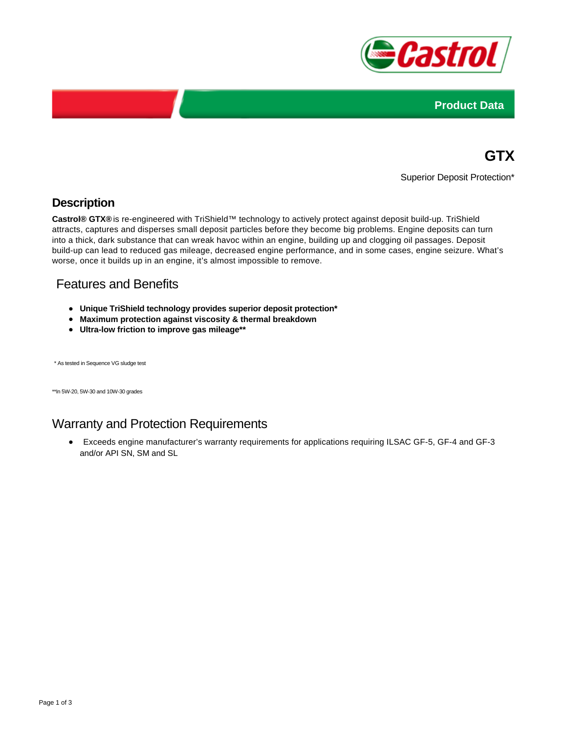Product Data

# GTX

Superior Deposit Protection*

## Description

**Castrol® GTX®** is re-engineered with TriShield™ technology to actively protect against deposit build-up. TriShield attracts, captures and disperses small deposit particles before they become big problems. Engine deposits can turn into a thick, dark substance that can wreak havoc within an engine, building up and clogging oil passages. Deposit build-up can lead to reduced gas mileage, decreased engine performance, and in some cases, engine seizure. What's worse, once it builds up in an engine, it's almost impossible to remove.

## Features and Benefits

- **Unique TriShield technology provides superior deposit protection***
- **Maximum protection against viscosity & thermal breakdown**
- **Ultra-low friction to improve gas mileage****

* As tested in Sequence VG sludge test

**In 5W-20, 5W-30 and 10W-30 grades

## Warranty and Protection Requirements

- Exceeds engine manufacturer's warranty requirements for applications requiring ILSAC GF-5, GF-4 and GF-3 and/or API SN, SM and SL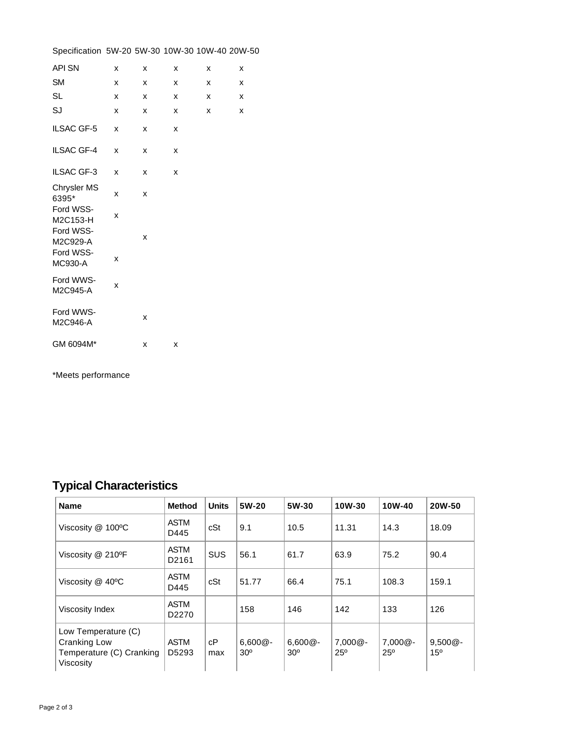| Specification | 5W-20 | 5W-30 | 10W-30 | 10W-40 | 20W-50 |
| --- | --- | --- | --- | --- | --- |
| API SN | x | x | x | x | x |
| SM | x | x | x | x | x |
| SL | x | x | x | x | x |
| SJ | x | x | x | x | x |
| ILSAC GF-5 | x | x | x | | |
| ILSAC GF-4 | x | x | x | | |
| ILSAC GF-3 | x | x | x | | |
| Chrysler MS 6395* | x | x | | | |
| Ford WSS-M2C153-H | x | | | | |
| Ford WSS-M2C929-A | | x | | | |
| Ford WSS-MC930-A | x | | | | |
| Ford WWS-M2C945-A | x | | | | |
| Ford WWS-M2C946-A | | x | | | |
| GM 6094M* | | x | x | | |

*Meets performance

## Typical Characteristics

| Name | Method | Units | 5W-20 | 5W-30 | 10W-30 | 10W-40 | 20W-50 |
| --- | --- | --- | --- | --- | --- | --- | --- |
| Viscosity @ 100ºC | ASTM D445 | cSt | 9.1 | 10.5 | 11.31 | 14.3 | 18.09 |
| Viscosity @ 210ºF | ASTM D2161 | SUS | 56.1 | 61.7 | 63.9 | 75.2 | 90.4 |
| Viscosity @ 40ºC | ASTM D445 | cSt | 51.77 | 66.4 | 75.1 | 108.3 | 159.1 |
| Viscosity Index | ASTM D2270 | | 158 | 146 | 142 | 133 | 126 |
| Low Temperature (C) Cranking Low Temperature (C) Cranking Viscosity | ASTM D5293 | cP max | 6,600@-30º | 6,600@-30º | 7,000@-25º | 7,000@-25º | 9,500@-15º |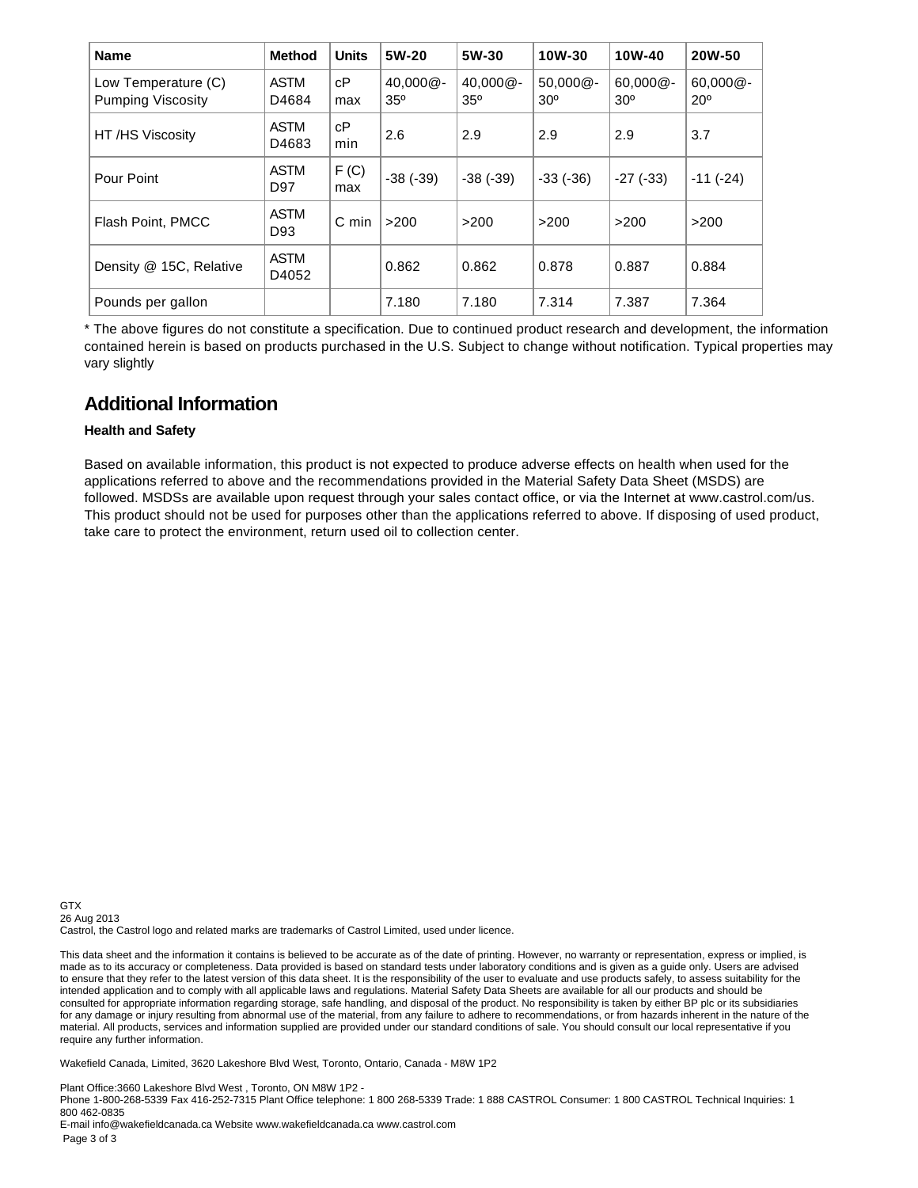| Name | Method | Units | 5W-20 | 5W-30 | 10W-30 | 10W-40 | 20W-50 |
|---|---|---|---|---|---|---|---|
| Low Temperature (C) Pumping Viscosity | ASTM D4684 | cP max | 40,000@-35º | 40,000@-35º | 50,000@-30º | 60,000@-30º | 60,000@-20º |
| HT /HS Viscosity | ASTM D4683 | cP min | 2.6 | 2.9 | 2.9 | 2.9 | 3.7 |
| Pour Point | ASTM D97 | F (C) max | -38 (-39) | -38 (-39) | -33 (-36) | -27 (-33) | -11 (-24) |
| Flash Point, PMCC | ASTM D93 | C min | >200 | >200 | >200 | >200 | >200 |
| Density @ 15C, Relative | ASTM D4052 | | 0.862 | 0.862 | 0.878 | 0.887 | 0.884 |
| Pounds per gallon | | | 7.180 | 7.180 | 7.314 | 7.387 | 7.364 |

* The above figures do not constitute a specification. Due to continued product research and development, the information contained herein is based on products purchased in the U.S. Subject to change without notification. Typical properties may vary slightly

## Additional Information

**Health and Safety**

Based on available information, this product is not expected to produce adverse effects on health when used for the applications referred to above and the recommendations provided in the Material Safety Data Sheet (MSDS) are followed. MSDSs are available upon request through your sales contact office, or via the Internet at www.castrol.com/us. This product should not be used for purposes other than the applications referred to above. If disposing of used product, take care to protect the environment, return used oil to collection center.

GTX
26 Aug 2013
Castrol, the Castrol logo and related marks are trademarks of Castrol Limited, used under licence.

This data sheet and the information it contains is believed to be accurate as of the date of printing. However, no warranty or representation, express or implied, is made as to its accuracy or completeness. Data provided is based on standard tests under laboratory conditions and is given as a guide only. Users are advised to ensure that they refer to the latest version of this data sheet. It is the responsibility of the user to evaluate and use products safely, to assess suitability for the intended application and to comply with all applicable laws and regulations. Material Safety Data Sheets are available for all our products and should be consulted for appropriate information regarding storage, safe handling, and disposal of the product. No responsibility is taken by either BP plc or its subsidiaries for any damage or injury resulting from abnormal use of the material, from any failure to adhere to recommendations, or from hazards inherent in the nature of the material. All products, services and information supplied are provided under our standard conditions of sale. You should consult our local representative if you require any further information.

Wakefield Canada, Limited, 3620 Lakeshore Blvd West, Toronto, Ontario, Canada - M8W 1P2

Plant Office:3660 Lakeshore Blvd West , Toronto, ON M8W 1P2 -
Phone 1-800-268-5339 Fax 416-252-7315 Plant Office telephone: 1 800 268-5339 Trade: 1 888 CASTROL Consumer: 1 800 CASTROL Technical Inquiries: 1 800 462-0835
E-mail info@wakefieldcanada.ca Website www.wakefieldcanada.ca www.castrol.com